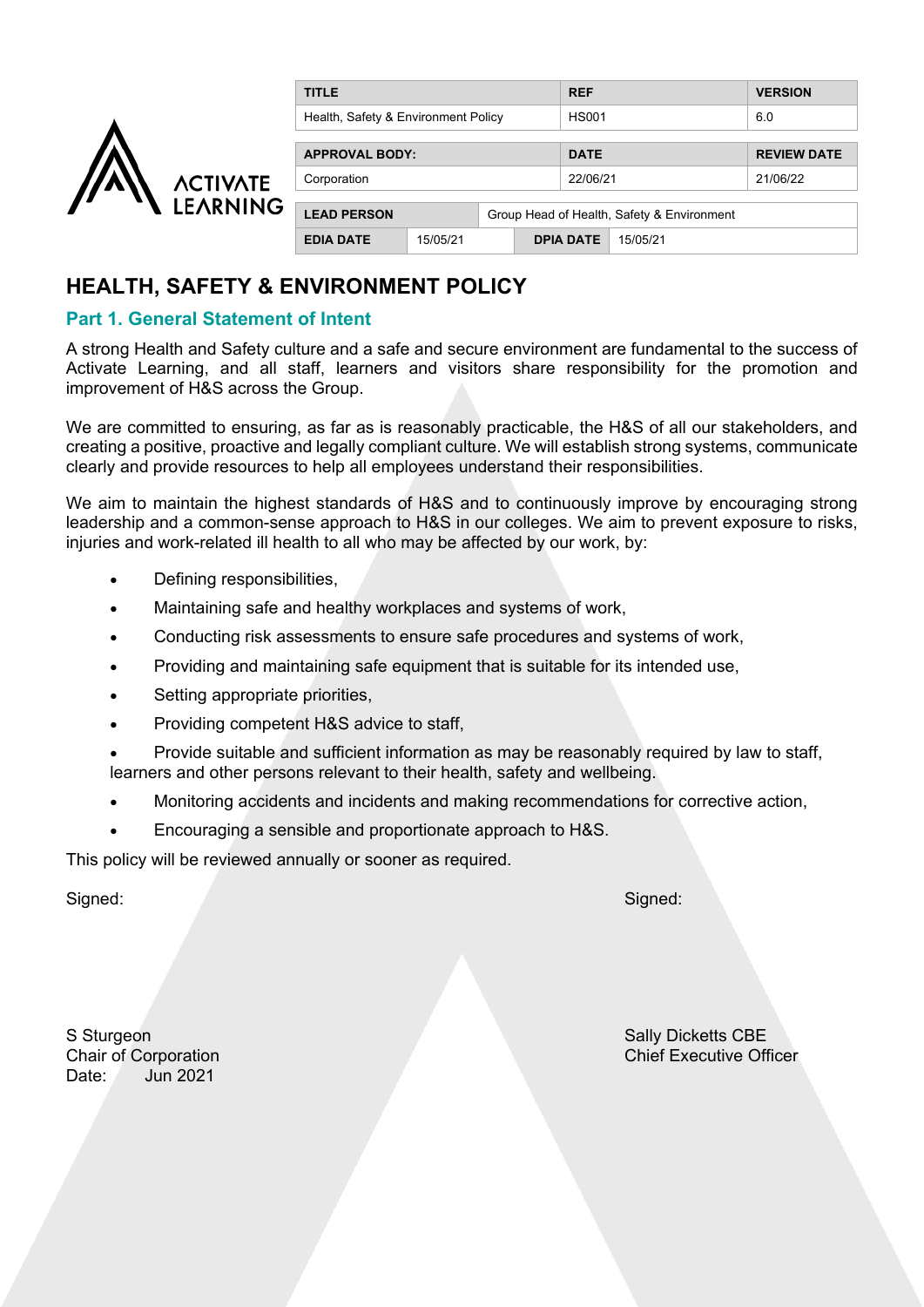| TITLE | | REF | VERSION |
|---|---|---|---|
| Health, Safety & Environment Policy | | HS001 | 6.0 |
| **APPROVAL BODY:** | | **DATE** | **REVIEW DATE** |
| Corporation | | 22/06/21 | 21/06/22 |
| **LEAD PERSON** | Group Head of Health, Safety & Environment | | |
| **EDIA DATE** | 15/05/21 | **DPIA DATE** | 15/05/21 |

# HEALTH, SAFETY & ENVIRONMENT POLICY

## Part 1. General Statement of Intent

A strong Health and Safety culture and a safe and secure environment are fundamental to the success of Activate Learning, and all staff, learners and visitors share responsibility for the promotion and improvement of H&S across the Group.

We are committed to ensuring, as far as is reasonably practicable, the H&S of all our stakeholders, and creating a positive, proactive and legally compliant culture. We will establish strong systems, communicate clearly and provide resources to help all employees understand their responsibilities.

We aim to maintain the highest standards of H&S and to continuously improve by encouraging strong leadership and a common-sense approach to H&S in our colleges. We aim to prevent exposure to risks, injuries and work-related ill health to all who may be affected by our work, by:

- Defining responsibilities,
- Maintaining safe and healthy workplaces and systems of work,
- Conducting risk assessments to ensure safe procedures and systems of work,
- Providing and maintaining safe equipment that is suitable for its intended use,
- Setting appropriate priorities,
- Providing competent H&S advice to staff,
- Provide suitable and sufficient information as may be reasonably required by law to staff, learners and other persons relevant to their health, safety and wellbeing.
- Monitoring accidents and incidents and making recommendations for corrective action,
- Encouraging a sensible and proportionate approach to H&S.

This policy will be reviewed annually or sooner as required.

Signed:

S Sturgeon
Chair of Corporation
Date: Jun 2021

Signed:

Sally Dicketts CBE
Chief Executive Officer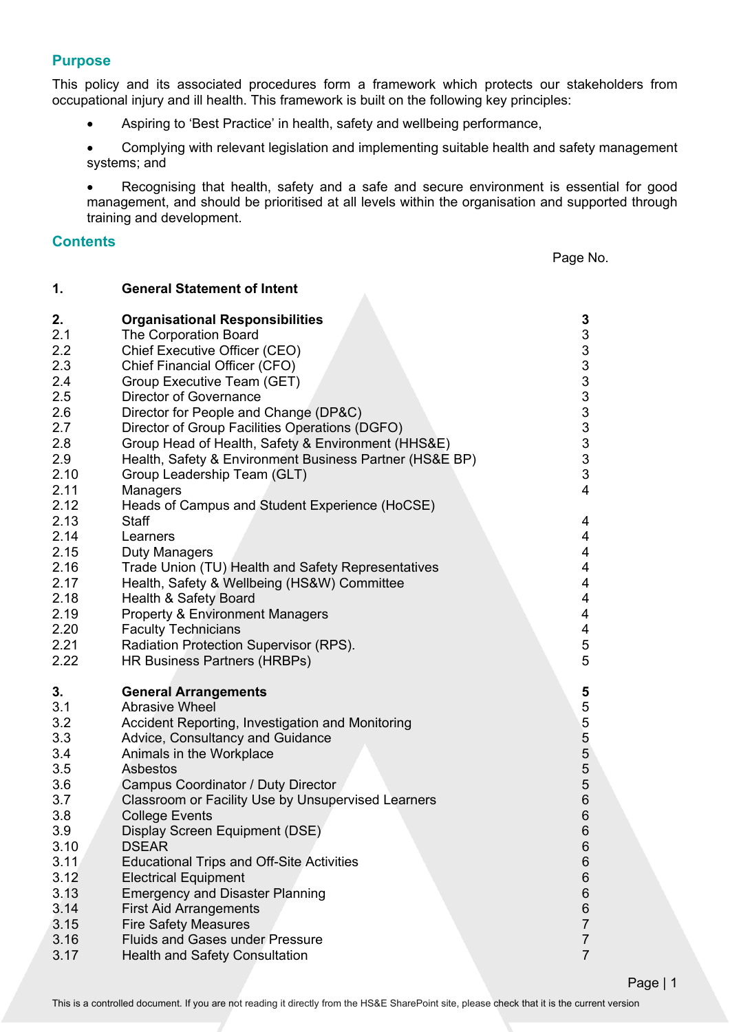## Purpose

This policy and its associated procedures form a framework which protects our stakeholders from occupational injury and ill health. This framework is built on the following key principles:

- Aspiring to 'Best Practice' in health, safety and wellbeing performance,
- Complying with relevant legislation and implementing suitable health and safety management systems; and
- Recognising that health, safety and a safe and secure environment is essential for good management, and should be prioritised at all levels within the organisation and supported through training and development.

## Contents

| | | Page No. |
|---|---|---|
| **1.** | **General Statement of Intent** | |
| **2.** | **Organisational Responsibilities** | **3** |
| 2.1 | The Corporation Board | 3 |
| 2.2 | Chief Executive Officer (CEO) | 3 |
| 2.3 | Chief Financial Officer (CFO) | 3 |
| 2.4 | Group Executive Team (GET) | 3 |
| 2.5 | Director of Governance | 3 |
| 2.6 | Director for People and Change (DP&C) | 3 |
| 2.7 | Director of Group Facilities Operations (DGFO) | 3 |
| 2.8 | Group Head of Health, Safety & Environment (HHS&E) | 3 |
| 2.9 | Health, Safety & Environment Business Partner (HS&E BP) | 3 |
| 2.10 | Group Leadership Team (GLT) | 3 |
| 2.11 | Managers | 4 |
| 2.12 | Heads of Campus and Student Experience (HoCSE) | |
| 2.13 | Staff | 4 |
| 2.14 | Learners | 4 |
| 2.15 | Duty Managers | 4 |
| 2.16 | Trade Union (TU) Health and Safety Representatives | 4 |
| 2.17 | Health, Safety & Wellbeing (HS&W) Committee | 4 |
| 2.18 | Health & Safety Board | 4 |
| 2.19 | Property & Environment Managers | 4 |
| 2.20 | Faculty Technicians | 4 |
| 2.21 | Radiation Protection Supervisor (RPS). | 5 |
| 2.22 | HR Business Partners (HRBPs) | 5 |
| **3.** | **General Arrangements** | **5** |
| 3.1 | Abrasive Wheel | 5 |
| 3.2 | Accident Reporting, Investigation and Monitoring | 5 |
| 3.3 | Advice, Consultancy and Guidance | 5 |
| 3.4 | Animals in the Workplace | 5 |
| 3.5 | Asbestos | 5 |
| 3.6 | Campus Coordinator / Duty Director | 5 |
| 3.7 | Classroom or Facility Use by Unsupervised Learners | 6 |
| 3.8 | College Events | 6 |
| 3.9 | Display Screen Equipment (DSE) | 6 |
| 3.10 | DSEAR | 6 |
| 3.11 | Educational Trips and Off-Site Activities | 6 |
| 3.12 | Electrical Equipment | 6 |
| 3.13 | Emergency and Disaster Planning | 6 |
| 3.14 | First Aid Arrangements | 6 |
| 3.15 | Fire Safety Measures | 7 |
| 3.16 | Fluids and Gases under Pressure | 7 |
| 3.17 | Health and Safety Consultation | 7 |

This is a controlled document. If you are not reading it directly from the HS&E SharePoint site, please check that it is the current version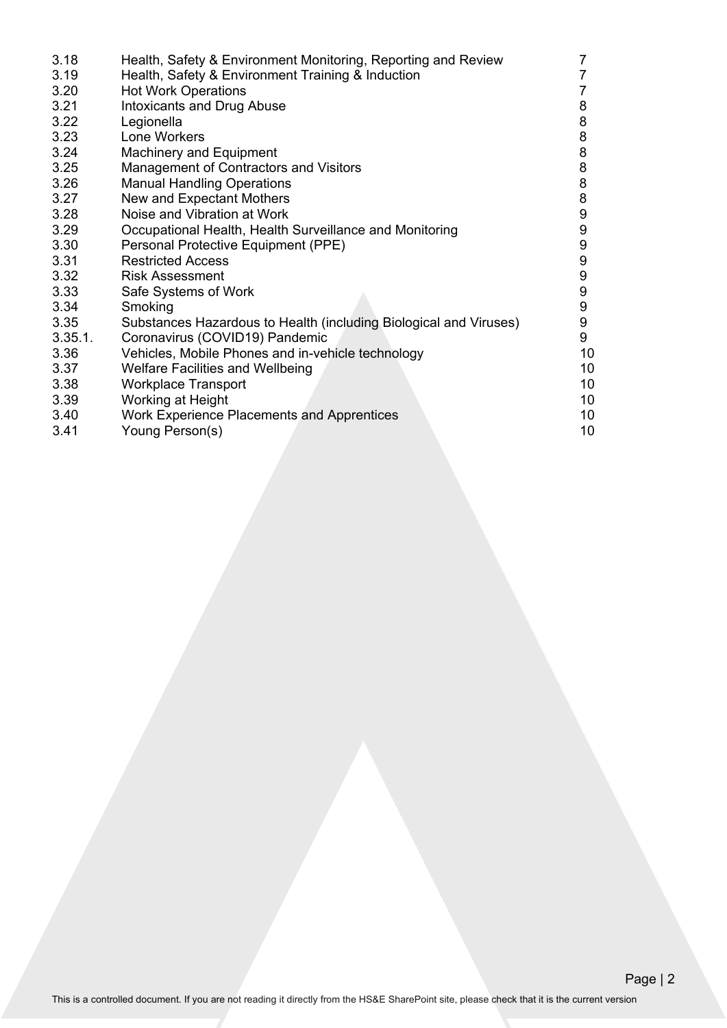| | | |
|---|---|---|
| 3.18 | Health, Safety & Environment Monitoring, Reporting and Review | 7 |
| 3.19 | Health, Safety & Environment Training & Induction | 7 |
| 3.20 | Hot Work Operations | 7 |
| 3.21 | Intoxicants and Drug Abuse | 8 |
| 3.22 | Legionella | 8 |
| 3.23 | Lone Workers | 8 |
| 3.24 | Machinery and Equipment | 8 |
| 3.25 | Management of Contractors and Visitors | 8 |
| 3.26 | Manual Handling Operations | 8 |
| 3.27 | New and Expectant Mothers | 8 |
| 3.28 | Noise and Vibration at Work | 9 |
| 3.29 | Occupational Health, Health Surveillance and Monitoring | 9 |
| 3.30 | Personal Protective Equipment (PPE) | 9 |
| 3.31 | Restricted Access | 9 |
| 3.32 | Risk Assessment | 9 |
| 3.33 | Safe Systems of Work | 9 |
| 3.34 | Smoking | 9 |
| 3.35 | Substances Hazardous to Health (including Biological and Viruses) | 9 |
| 3.35.1. | Coronavirus (COVID19) Pandemic | 9 |
| 3.36 | Vehicles, Mobile Phones and in-vehicle technology | 10 |
| 3.37 | Welfare Facilities and Wellbeing | 10 |
| 3.38 | Workplace Transport | 10 |
| 3.39 | Working at Height | 10 |
| 3.40 | Work Experience Placements and Apprentices | 10 |
| 3.41 | Young Person(s) | 10 |

This is a controlled document. If you are not reading it directly from the HS&E SharePoint site, please check that it is the current version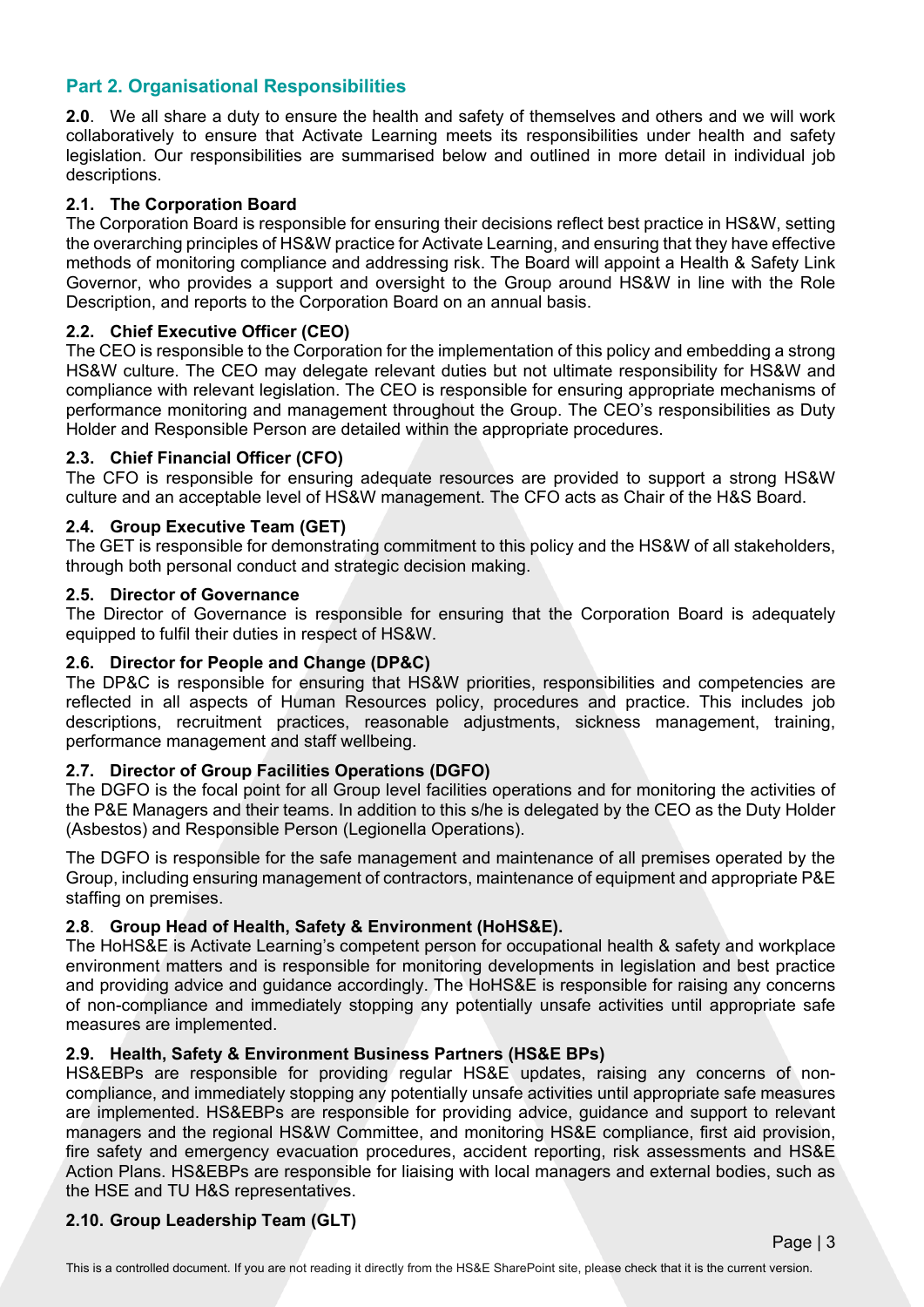## Part 2. Organisational Responsibilities

**2.0**. We all share a duty to ensure the health and safety of themselves and others and we will work collaboratively to ensure that Activate Learning meets its responsibilities under health and safety legislation. Our responsibilities are summarised below and outlined in more detail in individual job descriptions.

### 2.1. The Corporation Board

The Corporation Board is responsible for ensuring their decisions reflect best practice in HS&W, setting the overarching principles of HS&W practice for Activate Learning, and ensuring that they have effective methods of monitoring compliance and addressing risk. The Board will appoint a Health & Safety Link Governor, who provides a support and oversight to the Group around HS&W in line with the Role Description, and reports to the Corporation Board on an annual basis.

### 2.2. Chief Executive Officer (CEO)

The CEO is responsible to the Corporation for the implementation of this policy and embedding a strong HS&W culture. The CEO may delegate relevant duties but not ultimate responsibility for HS&W and compliance with relevant legislation. The CEO is responsible for ensuring appropriate mechanisms of performance monitoring and management throughout the Group. The CEO's responsibilities as Duty Holder and Responsible Person are detailed within the appropriate procedures.

### 2.3. Chief Financial Officer (CFO)

The CFO is responsible for ensuring adequate resources are provided to support a strong HS&W culture and an acceptable level of HS&W management. The CFO acts as Chair of the H&S Board.

### 2.4. Group Executive Team (GET)

The GET is responsible for demonstrating commitment to this policy and the HS&W of all stakeholders, through both personal conduct and strategic decision making.

### 2.5. Director of Governance

The Director of Governance is responsible for ensuring that the Corporation Board is adequately equipped to fulfil their duties in respect of HS&W.

### 2.6. Director for People and Change (DP&C)

The DP&C is responsible for ensuring that HS&W priorities, responsibilities and competencies are reflected in all aspects of Human Resources policy, procedures and practice. This includes job descriptions, recruitment practices, reasonable adjustments, sickness management, training, performance management and staff wellbeing.

### 2.7. Director of Group Facilities Operations (DGFO)

The DGFO is the focal point for all Group level facilities operations and for monitoring the activities of the P&E Managers and their teams. In addition to this s/he is delegated by the CEO as the Duty Holder (Asbestos) and Responsible Person (Legionella Operations).

The DGFO is responsible for the safe management and maintenance of all premises operated by the Group, including ensuring management of contractors, maintenance of equipment and appropriate P&E staffing on premises.

### 2.8. Group Head of Health, Safety & Environment (HoHS&E).

The HoHS&E is Activate Learning's competent person for occupational health & safety and workplace environment matters and is responsible for monitoring developments in legislation and best practice and providing advice and guidance accordingly. The HoHS&E is responsible for raising any concerns of non-compliance and immediately stopping any potentially unsafe activities until appropriate safe measures are implemented.

### 2.9. Health, Safety & Environment Business Partners (HS&E BPs)

HS&EBPs are responsible for providing regular HS&E updates, raising any concerns of non-compliance, and immediately stopping any potentially unsafe activities until appropriate safe measures are implemented. HS&EBPs are responsible for providing advice, guidance and support to relevant managers and the regional HS&W Committee, and monitoring HS&E compliance, first aid provision, fire safety and emergency evacuation procedures, accident reporting, risk assessments and HS&E Action Plans. HS&EBPs are responsible for liaising with local managers and external bodies, such as the HSE and TU H&S representatives.

### 2.10. Group Leadership Team (GLT)

This is a controlled document. If you are not reading it directly from the HS&E SharePoint site, please check that it is the current version.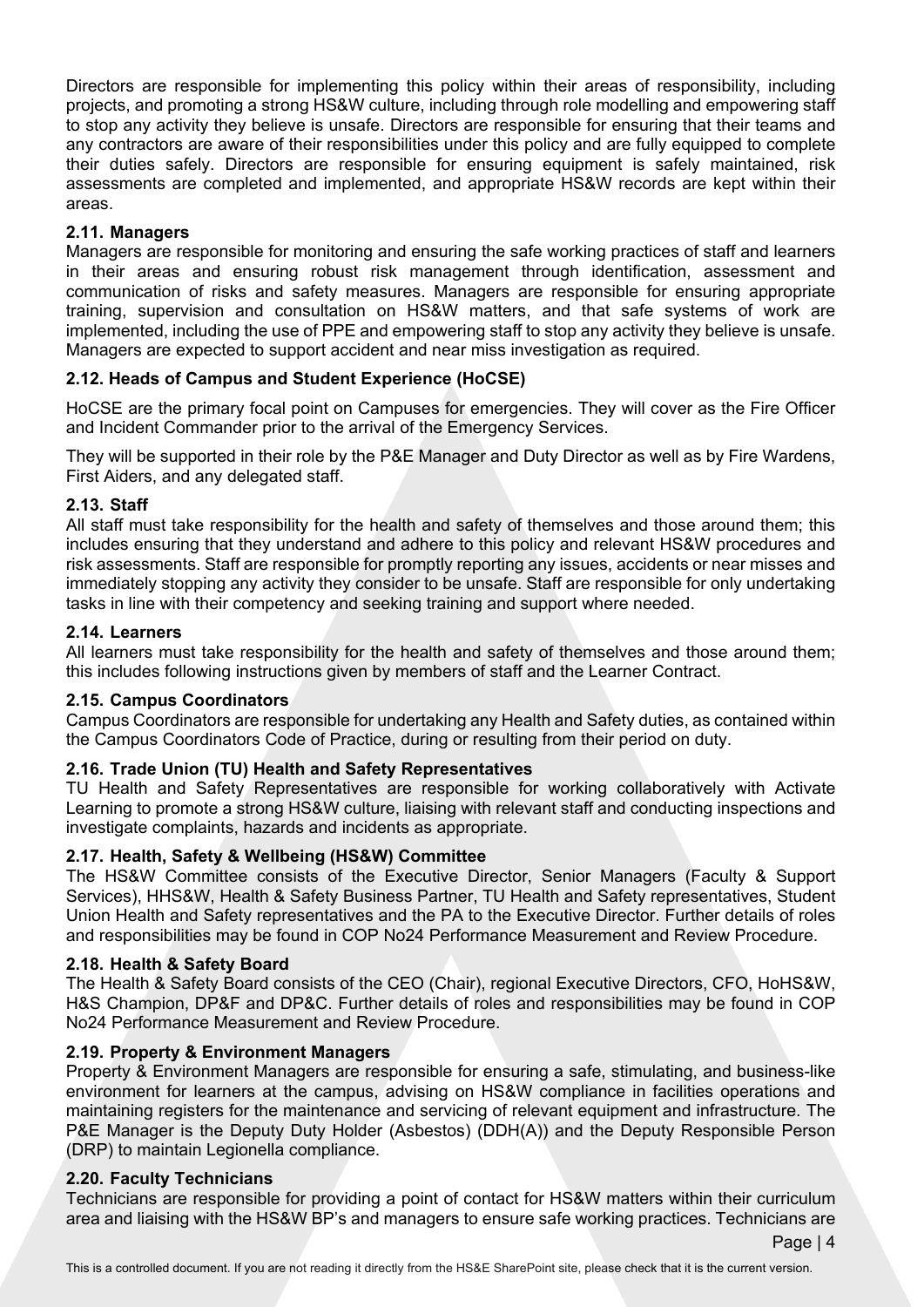Directors are responsible for implementing this policy within their areas of responsibility, including projects, and promoting a strong HS&W culture, including through role modelling and empowering staff to stop any activity they believe is unsafe. Directors are responsible for ensuring that their teams and any contractors are aware of their responsibilities under this policy and are fully equipped to complete their duties safely. Directors are responsible for ensuring equipment is safely maintained, risk assessments are completed and implemented, and appropriate HS&W records are kept within their areas.

### 2.11. Managers

Managers are responsible for monitoring and ensuring the safe working practices of staff and learners in their areas and ensuring robust risk management through identification, assessment and communication of risks and safety measures. Managers are responsible for ensuring appropriate training, supervision and consultation on HS&W matters, and that safe systems of work are implemented, including the use of PPE and empowering staff to stop any activity they believe is unsafe. Managers are expected to support accident and near miss investigation as required.

### 2.12. Heads of Campus and Student Experience (HoCSE)

HoCSE are the primary focal point on Campuses for emergencies. They will cover as the Fire Officer and Incident Commander prior to the arrival of the Emergency Services.

They will be supported in their role by the P&E Manager and Duty Director as well as by Fire Wardens, First Aiders, and any delegated staff.

### 2.13. Staff

All staff must take responsibility for the health and safety of themselves and those around them; this includes ensuring that they understand and adhere to this policy and relevant HS&W procedures and risk assessments. Staff are responsible for promptly reporting any issues, accidents or near misses and immediately stopping any activity they consider to be unsafe. Staff are responsible for only undertaking tasks in line with their competency and seeking training and support where needed.

### 2.14. Learners

All learners must take responsibility for the health and safety of themselves and those around them; this includes following instructions given by members of staff and the Learner Contract.

### 2.15. Campus Coordinators

Campus Coordinators are responsible for undertaking any Health and Safety duties, as contained within the Campus Coordinators Code of Practice, during or resulting from their period on duty.

### 2.16. Trade Union (TU) Health and Safety Representatives

TU Health and Safety Representatives are responsible for working collaboratively with Activate Learning to promote a strong HS&W culture, liaising with relevant staff and conducting inspections and investigate complaints, hazards and incidents as appropriate.

### 2.17. Health, Safety & Wellbeing (HS&W) Committee

The HS&W Committee consists of the Executive Director, Senior Managers (Faculty & Support Services), HHS&W, Health & Safety Business Partner, TU Health and Safety representatives, Student Union Health and Safety representatives and the PA to the Executive Director. Further details of roles and responsibilities may be found in COP No24 Performance Measurement and Review Procedure.

### 2.18. Health & Safety Board

The Health & Safety Board consists of the CEO (Chair), regional Executive Directors, CFO, HoHS&W, H&S Champion, DP&F and DP&C. Further details of roles and responsibilities may be found in COP No24 Performance Measurement and Review Procedure.

### 2.19. Property & Environment Managers

Property & Environment Managers are responsible for ensuring a safe, stimulating, and business-like environment for learners at the campus, advising on HS&W compliance in facilities operations and maintaining registers for the maintenance and servicing of relevant equipment and infrastructure. The P&E Manager is the Deputy Duty Holder (Asbestos) (DDH(A)) and the Deputy Responsible Person (DRP) to maintain Legionella compliance.

### 2.20. Faculty Technicians

Technicians are responsible for providing a point of contact for HS&W matters within their curriculum area and liaising with the HS&W BP's and managers to ensure safe working practices. Technicians are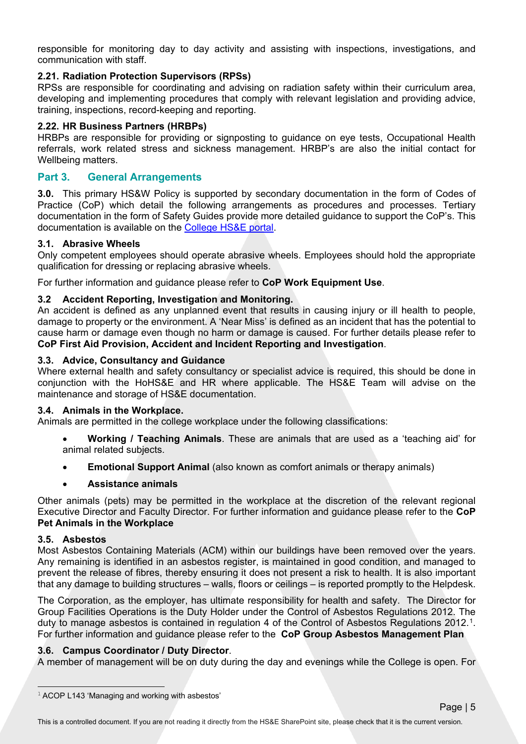responsible for monitoring day to day activity and assisting with inspections, investigations, and communication with staff.

### 2.21. Radiation Protection Supervisors (RPSs)

RPSs are responsible for coordinating and advising on radiation safety within their curriculum area, developing and implementing procedures that comply with relevant legislation and providing advice, training, inspections, record-keeping and reporting.

### 2.22. HR Business Partners (HRBPs)

HRBPs are responsible for providing or signposting to guidance on eye tests, Occupational Health referrals, work related stress and sickness management. HRBP's are also the initial contact for Wellbeing matters.

## Part 3. General Arrangements

**3.0.** This primary HS&W Policy is supported by secondary documentation in the form of Codes of Practice (CoP) which detail the following arrangements as procedures and processes. Tertiary documentation in the form of Safety Guides provide more detailed guidance to support the CoP's. This documentation is available on the College HS&E portal.

### 3.1. Abrasive Wheels

Only competent employees should operate abrasive wheels. Employees should hold the appropriate qualification for dressing or replacing abrasive wheels.

For further information and guidance please refer to **CoP Work Equipment Use**.

### 3.2 Accident Reporting, Investigation and Monitoring.

An accident is defined as any unplanned event that results in causing injury or ill health to people, damage to property or the environment. A 'Near Miss' is defined as an incident that has the potential to cause harm or damage even though no harm or damage is caused. For further details please refer to **CoP First Aid Provision, Accident and Incident Reporting and Investigation**.

### 3.3. Advice, Consultancy and Guidance

Where external health and safety consultancy or specialist advice is required, this should be done in conjunction with the HoHS&E and HR where applicable. The HS&E Team will advise on the maintenance and storage of HS&E documentation.

### 3.4. Animals in the Workplace.

Animals are permitted in the college workplace under the following classifications:

- **Working / Teaching Animals**. These are animals that are used as a 'teaching aid' for animal related subjects.
- **Emotional Support Animal** (also known as comfort animals or therapy animals)
- **Assistance animals**

Other animals (pets) may be permitted in the workplace at the discretion of the relevant regional Executive Director and Faculty Director. For further information and guidance please refer to the **CoP Pet Animals in the Workplace**

### 3.5. Asbestos

Most Asbestos Containing Materials (ACM) within our buildings have been removed over the years. Any remaining is identified in an asbestos register, is maintained in good condition, and managed to prevent the release of fibres, thereby ensuring it does not present a risk to health. It is also important that any damage to building structures – walls, floors or ceilings – is reported promptly to the Helpdesk.

The Corporation, as the employer, has ultimate responsibility for health and safety. The Director for Group Facilities Operations is the Duty Holder under the Control of Asbestos Regulations 2012. The duty to manage asbestos is contained in regulation 4 of the Control of Asbestos Regulations 2012.[1]. For further information and guidance please refer to the **CoP Group Asbestos Management Plan**

### 3.6. Campus Coordinator / Duty Director.

A member of management will be on duty during the day and evenings while the College is open. For

[1] ACOP L143 'Managing and working with asbestos'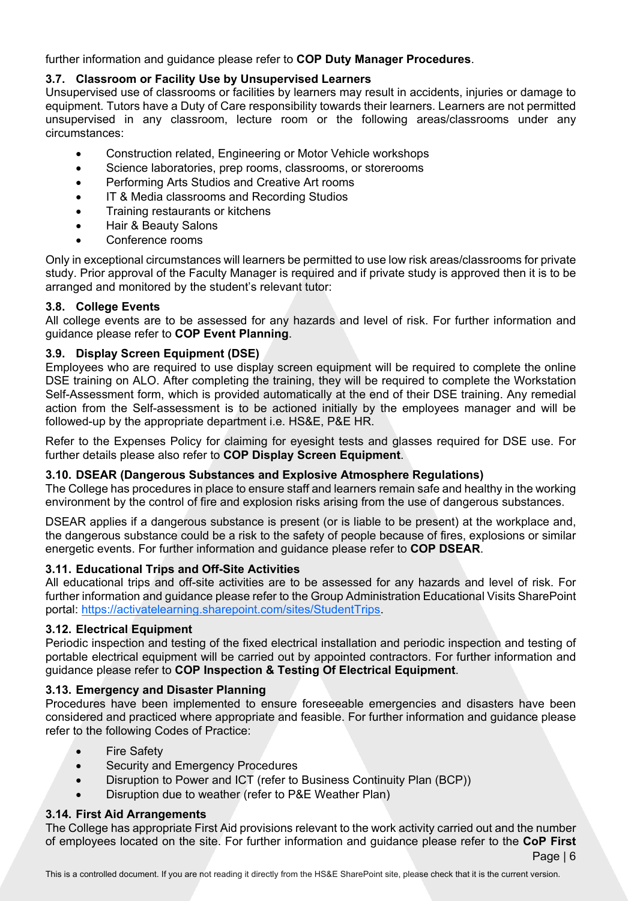further information and guidance please refer to **COP Duty Manager Procedures**.

### 3.7. Classroom or Facility Use by Unsupervised Learners

Unsupervised use of classrooms or facilities by learners may result in accidents, injuries or damage to equipment. Tutors have a Duty of Care responsibility towards their learners. Learners are not permitted unsupervised in any classroom, lecture room or the following areas/classrooms under any circumstances:

- Construction related, Engineering or Motor Vehicle workshops
- Science laboratories, prep rooms, classrooms, or storerooms
- Performing Arts Studios and Creative Art rooms
- IT & Media classrooms and Recording Studios
- Training restaurants or kitchens
- Hair & Beauty Salons
- Conference rooms

Only in exceptional circumstances will learners be permitted to use low risk areas/classrooms for private study. Prior approval of the Faculty Manager is required and if private study is approved then it is to be arranged and monitored by the student's relevant tutor:

### 3.8. College Events

All college events are to be assessed for any hazards and level of risk. For further information and guidance please refer to **COP Event Planning**.

### 3.9. Display Screen Equipment (DSE)

Employees who are required to use display screen equipment will be required to complete the online DSE training on ALO. After completing the training, they will be required to complete the Workstation Self-Assessment form, which is provided automatically at the end of their DSE training. Any remedial action from the Self-assessment is to be actioned initially by the employees manager and will be followed-up by the appropriate department i.e. HS&E, P&E HR.

Refer to the Expenses Policy for claiming for eyesight tests and glasses required for DSE use. For further details please also refer to **COP Display Screen Equipment**.

### 3.10. DSEAR (Dangerous Substances and Explosive Atmosphere Regulations)

The College has procedures in place to ensure staff and learners remain safe and healthy in the working environment by the control of fire and explosion risks arising from the use of dangerous substances.

DSEAR applies if a dangerous substance is present (or is liable to be present) at the workplace and, the dangerous substance could be a risk to the safety of people because of fires, explosions or similar energetic events. For further information and guidance please refer to **COP DSEAR**.

### 3.11. Educational Trips and Off-Site Activities

All educational trips and off-site activities are to be assessed for any hazards and level of risk. For further information and guidance please refer to the Group Administration Educational Visits SharePoint portal: https://activatelearning.sharepoint.com/sites/StudentTrips.

### 3.12. Electrical Equipment

Periodic inspection and testing of the fixed electrical installation and periodic inspection and testing of portable electrical equipment will be carried out by appointed contractors. For further information and guidance please refer to **COP Inspection & Testing Of Electrical Equipment**.

### 3.13. Emergency and Disaster Planning

Procedures have been implemented to ensure foreseeable emergencies and disasters have been considered and practiced where appropriate and feasible. For further information and guidance please refer to the following Codes of Practice:

- Fire Safety
- Security and Emergency Procedures
- Disruption to Power and ICT (refer to Business Continuity Plan (BCP))
- Disruption due to weather (refer to P&E Weather Plan)

### 3.14. First Aid Arrangements

The College has appropriate First Aid provisions relevant to the work activity carried out and the number of employees located on the site. For further information and guidance please refer to the **CoP First**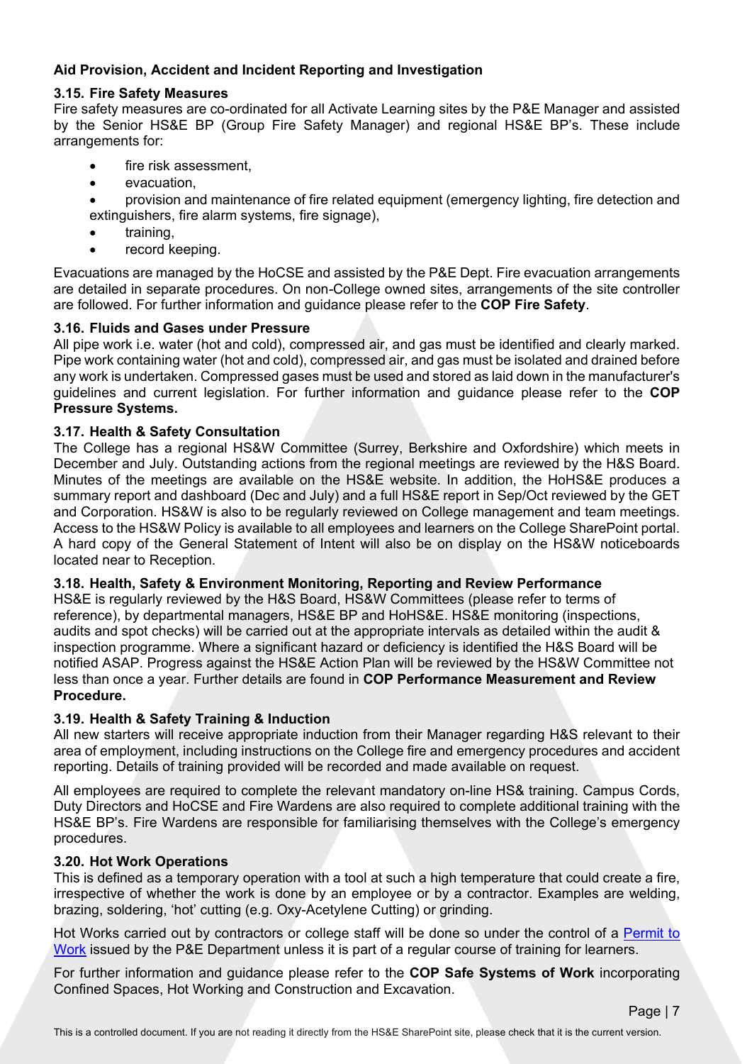**Aid Provision, Accident and Incident Reporting and Investigation**

### 3.15. Fire Safety Measures

Fire safety measures are co-ordinated for all Activate Learning sites by the P&E Manager and assisted by the Senior HS&E BP (Group Fire Safety Manager) and regional HS&E BP's. These include arrangements for:

- fire risk assessment,
- evacuation,
- provision and maintenance of fire related equipment (emergency lighting, fire detection and extinguishers, fire alarm systems, fire signage),
- training,
- record keeping.

Evacuations are managed by the HoCSE and assisted by the P&E Dept. Fire evacuation arrangements are detailed in separate procedures. On non-College owned sites, arrangements of the site controller are followed. For further information and guidance please refer to the **COP Fire Safety**.

### 3.16. Fluids and Gases under Pressure

All pipe work i.e. water (hot and cold), compressed air, and gas must be identified and clearly marked. Pipe work containing water (hot and cold), compressed air, and gas must be isolated and drained before any work is undertaken. Compressed gases must be used and stored as laid down in the manufacturer's guidelines and current legislation. For further information and guidance please refer to the **COP Pressure Systems.**

### 3.17. Health & Safety Consultation

The College has a regional HS&W Committee (Surrey, Berkshire and Oxfordshire) which meets in December and July. Outstanding actions from the regional meetings are reviewed by the H&S Board. Minutes of the meetings are available on the HS&E website. In addition, the HoHS&E produces a summary report and dashboard (Dec and July) and a full HS&E report in Sep/Oct reviewed by the GET and Corporation. HS&W is also to be regularly reviewed on College management and team meetings. Access to the HS&W Policy is available to all employees and learners on the College SharePoint portal. A hard copy of the General Statement of Intent will also be on display on the HS&W noticeboards located near to Reception.

### 3.18. Health, Safety & Environment Monitoring, Reporting and Review Performance

HS&E is regularly reviewed by the H&S Board, HS&W Committees (please refer to terms of reference), by departmental managers, HS&E BP and HoHS&E. HS&E monitoring (inspections, audits and spot checks) will be carried out at the appropriate intervals as detailed within the audit & inspection programme. Where a significant hazard or deficiency is identified the H&S Board will be notified ASAP. Progress against the HS&E Action Plan will be reviewed by the HS&W Committee not less than once a year. Further details are found in **COP Performance Measurement and Review Procedure.**

### 3.19. Health & Safety Training & Induction

All new starters will receive appropriate induction from their Manager regarding H&S relevant to their area of employment, including instructions on the College fire and emergency procedures and accident reporting. Details of training provided will be recorded and made available on request.

All employees are required to complete the relevant mandatory on-line HS& training. Campus Cords, Duty Directors and HoCSE and Fire Wardens are also required to complete additional training with the HS&E BP's. Fire Wardens are responsible for familiarising themselves with the College's emergency procedures.

### 3.20. Hot Work Operations

This is defined as a temporary operation with a tool at such a high temperature that could create a fire, irrespective of whether the work is done by an employee or by a contractor. Examples are welding, brazing, soldering, 'hot' cutting (e.g. Oxy-Acetylene Cutting) or grinding.

Hot Works carried out by contractors or college staff will be done so under the control of a Permit to Work issued by the P&E Department unless it is part of a regular course of training for learners.

For further information and guidance please refer to the **COP Safe Systems of Work** incorporating Confined Spaces, Hot Working and Construction and Excavation.

This is a controlled document. If you are not reading it directly from the HS&E SharePoint site, please check that it is the current version.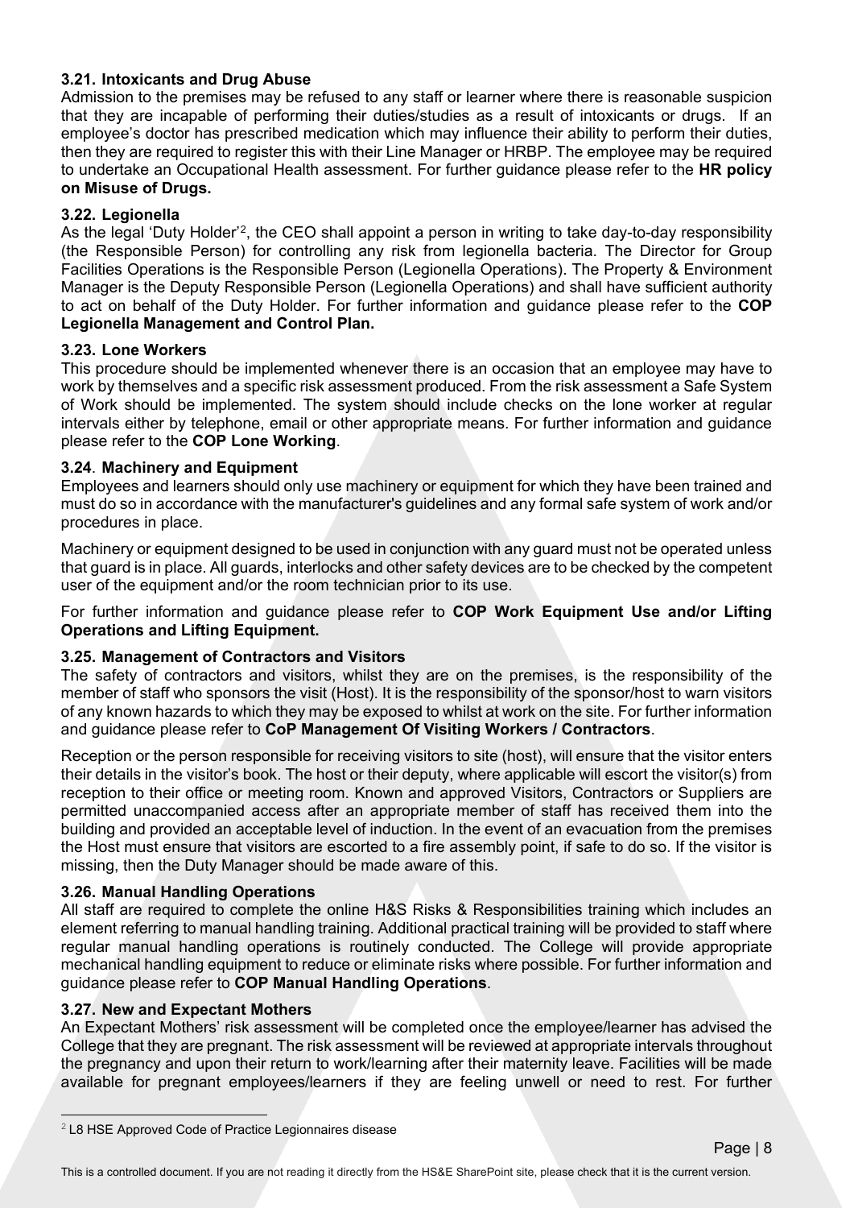### 3.21. Intoxicants and Drug Abuse

Admission to the premises may be refused to any staff or learner where there is reasonable suspicion that they are incapable of performing their duties/studies as a result of intoxicants or drugs. If an employee's doctor has prescribed medication which may influence their ability to perform their duties, then they are required to register this with their Line Manager or HRBP. The employee may be required to undertake an Occupational Health assessment. For further guidance please refer to the **HR policy on Misuse of Drugs.**

### 3.22. Legionella

As the legal 'Duty Holder'[2], the CEO shall appoint a person in writing to take day-to-day responsibility (the Responsible Person) for controlling any risk from legionella bacteria. The Director for Group Facilities Operations is the Responsible Person (Legionella Operations). The Property & Environment Manager is the Deputy Responsible Person (Legionella Operations) and shall have sufficient authority to act on behalf of the Duty Holder. For further information and guidance please refer to the **COP Legionella Management and Control Plan.**

### 3.23. Lone Workers

This procedure should be implemented whenever there is an occasion that an employee may have to work by themselves and a specific risk assessment produced. From the risk assessment a Safe System of Work should be implemented. The system should include checks on the lone worker at regular intervals either by telephone, email or other appropriate means. For further information and guidance please refer to the **COP Lone Working**.

### 3.24. Machinery and Equipment

Employees and learners should only use machinery or equipment for which they have been trained and must do so in accordance with the manufacturer's guidelines and any formal safe system of work and/or procedures in place.

Machinery or equipment designed to be used in conjunction with any guard must not be operated unless that guard is in place. All guards, interlocks and other safety devices are to be checked by the competent user of the equipment and/or the room technician prior to its use.

For further information and guidance please refer to **COP Work Equipment Use and/or Lifting Operations and Lifting Equipment.**

### 3.25. Management of Contractors and Visitors

The safety of contractors and visitors, whilst they are on the premises, is the responsibility of the member of staff who sponsors the visit (Host). It is the responsibility of the sponsor/host to warn visitors of any known hazards to which they may be exposed to whilst at work on the site. For further information and guidance please refer to **CoP Management Of Visiting Workers / Contractors**.

Reception or the person responsible for receiving visitors to site (host), will ensure that the visitor enters their details in the visitor's book. The host or their deputy, where applicable will escort the visitor(s) from reception to their office or meeting room. Known and approved Visitors, Contractors or Suppliers are permitted unaccompanied access after an appropriate member of staff has received them into the building and provided an acceptable level of induction. In the event of an evacuation from the premises the Host must ensure that visitors are escorted to a fire assembly point, if safe to do so. If the visitor is missing, then the Duty Manager should be made aware of this.

### 3.26. Manual Handling Operations

All staff are required to complete the online H&S Risks & Responsibilities training which includes an element referring to manual handling training. Additional practical training will be provided to staff where regular manual handling operations is routinely conducted. The College will provide appropriate mechanical handling equipment to reduce or eliminate risks where possible. For further information and guidance please refer to **COP Manual Handling Operations**.

### 3.27. New and Expectant Mothers

An Expectant Mothers' risk assessment will be completed once the employee/learner has advised the College that they are pregnant. The risk assessment will be reviewed at appropriate intervals throughout the pregnancy and upon their return to work/learning after their maternity leave. Facilities will be made available for pregnant employees/learners if they are feeling unwell or need to rest. For further

[2] L8 HSE Approved Code of Practice Legionnaires disease

This is a controlled document. If you are not reading it directly from the HS&E SharePoint site, please check that it is the current version.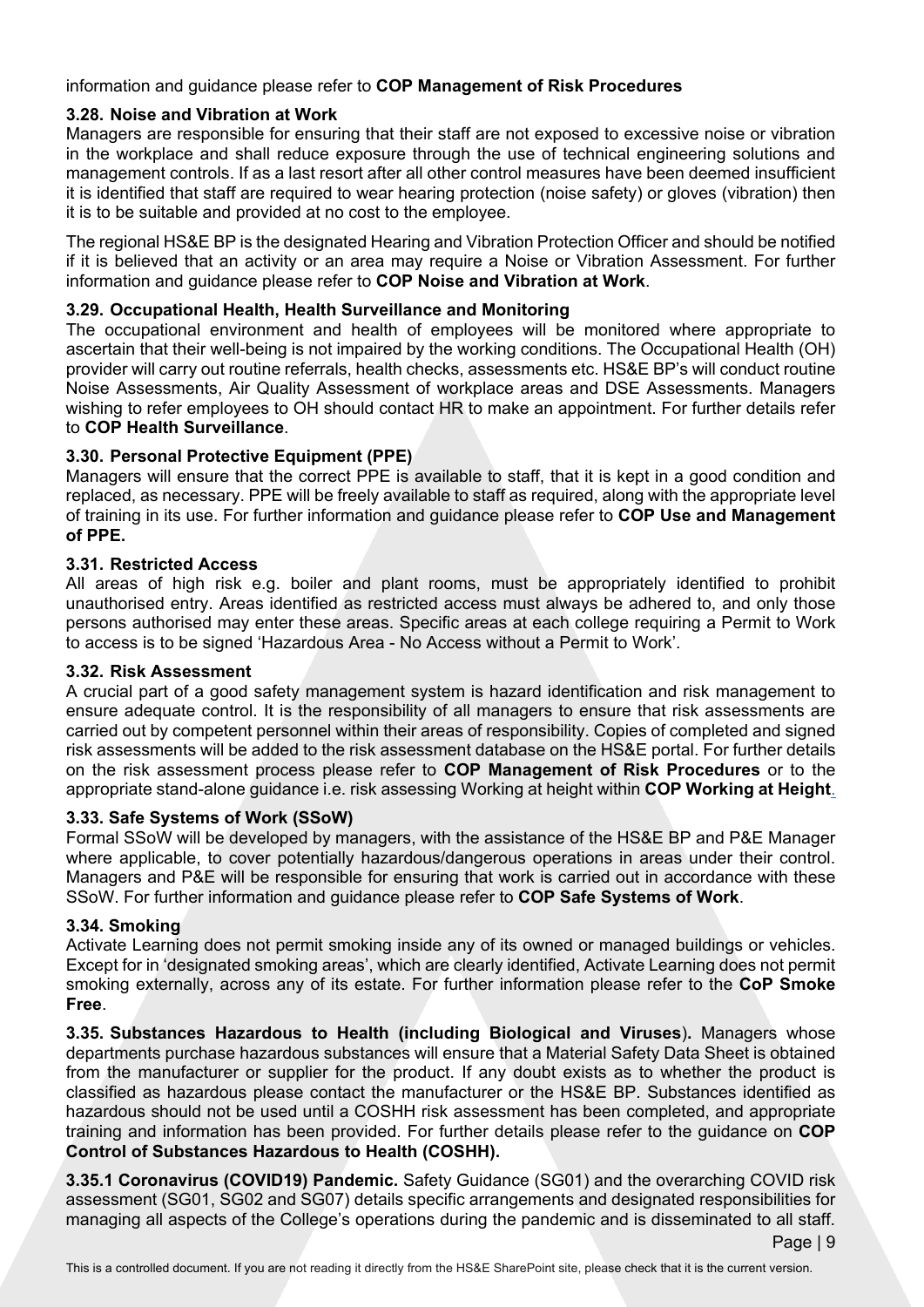information and guidance please refer to **COP Management of Risk Procedures**

### 3.28. Noise and Vibration at Work

Managers are responsible for ensuring that their staff are not exposed to excessive noise or vibration in the workplace and shall reduce exposure through the use of technical engineering solutions and management controls. If as a last resort after all other control measures have been deemed insufficient it is identified that staff are required to wear hearing protection (noise safety) or gloves (vibration) then it is to be suitable and provided at no cost to the employee.

The regional HS&E BP is the designated Hearing and Vibration Protection Officer and should be notified if it is believed that an activity or an area may require a Noise or Vibration Assessment. For further information and guidance please refer to **COP Noise and Vibration at Work**.

### 3.29. Occupational Health, Health Surveillance and Monitoring

The occupational environment and health of employees will be monitored where appropriate to ascertain that their well-being is not impaired by the working conditions. The Occupational Health (OH) provider will carry out routine referrals, health checks, assessments etc. HS&E BP's will conduct routine Noise Assessments, Air Quality Assessment of workplace areas and DSE Assessments. Managers wishing to refer employees to OH should contact HR to make an appointment. For further details refer to **COP Health Surveillance**.

### 3.30. Personal Protective Equipment (PPE)

Managers will ensure that the correct PPE is available to staff, that it is kept in a good condition and replaced, as necessary. PPE will be freely available to staff as required, along with the appropriate level of training in its use. For further information and guidance please refer to **COP Use and Management of PPE.**

### 3.31. Restricted Access

All areas of high risk e.g. boiler and plant rooms, must be appropriately identified to prohibit unauthorised entry. Areas identified as restricted access must always be adhered to, and only those persons authorised may enter these areas. Specific areas at each college requiring a Permit to Work to access is to be signed 'Hazardous Area - No Access without a Permit to Work'.

### 3.32. Risk Assessment

A crucial part of a good safety management system is hazard identification and risk management to ensure adequate control. It is the responsibility of all managers to ensure that risk assessments are carried out by competent personnel within their areas of responsibility. Copies of completed and signed risk assessments will be added to the risk assessment database on the HS&E portal. For further details on the risk assessment process please refer to **COP Management of Risk Procedures** or to the appropriate stand-alone guidance i.e. risk assessing Working at height within **COP Working at Height**.

### 3.33. Safe Systems of Work (SSoW)

Formal SSoW will be developed by managers, with the assistance of the HS&E BP and P&E Manager where applicable, to cover potentially hazardous/dangerous operations in areas under their control. Managers and P&E will be responsible for ensuring that work is carried out in accordance with these SSoW. For further information and guidance please refer to **COP Safe Systems of Work**.

### 3.34. Smoking

Activate Learning does not permit smoking inside any of its owned or managed buildings or vehicles. Except for in 'designated smoking areas', which are clearly identified, Activate Learning does not permit smoking externally, across any of its estate. For further information please refer to the **CoP Smoke Free**.

**3.35. Substances Hazardous to Health (including Biological and Viruses).** Managers whose departments purchase hazardous substances will ensure that a Material Safety Data Sheet is obtained from the manufacturer or supplier for the product. If any doubt exists as to whether the product is classified as hazardous please contact the manufacturer or the HS&E BP. Substances identified as hazardous should not be used until a COSHH risk assessment has been completed, and appropriate training and information has been provided. For further details please refer to the guidance on **COP Control of Substances Hazardous to Health (COSHH).**

**3.35.1 Coronavirus (COVID19) Pandemic.** Safety Guidance (SG01) and the overarching COVID risk assessment (SG01, SG02 and SG07) details specific arrangements and designated responsibilities for managing all aspects of the College's operations during the pandemic and is disseminated to all staff.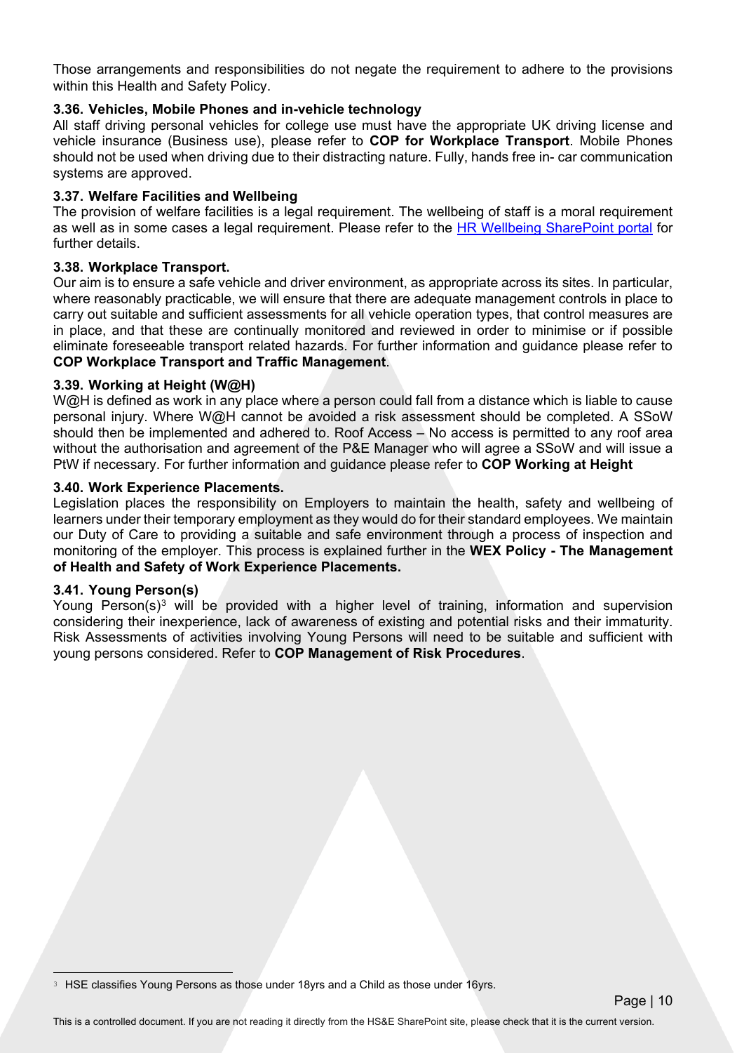Those arrangements and responsibilities do not negate the requirement to adhere to the provisions within this Health and Safety Policy.

### 3.36. Vehicles, Mobile Phones and in-vehicle technology

All staff driving personal vehicles for college use must have the appropriate UK driving license and vehicle insurance (Business use), please refer to **COP for Workplace Transport**. Mobile Phones should not be used when driving due to their distracting nature. Fully, hands free in- car communication systems are approved.

### 3.37. Welfare Facilities and Wellbeing

The provision of welfare facilities is a legal requirement. The wellbeing of staff is a moral requirement as well as in some cases a legal requirement. Please refer to the HR Wellbeing SharePoint portal for further details.

### 3.38. Workplace Transport.

Our aim is to ensure a safe vehicle and driver environment, as appropriate across its sites. In particular, where reasonably practicable, we will ensure that there are adequate management controls in place to carry out suitable and sufficient assessments for all vehicle operation types, that control measures are in place, and that these are continually monitored and reviewed in order to minimise or if possible eliminate foreseeable transport related hazards. For further information and guidance please refer to **COP Workplace Transport and Traffic Management**.

### 3.39. Working at Height (W@H)

W@H is defined as work in any place where a person could fall from a distance which is liable to cause personal injury. Where W@H cannot be avoided a risk assessment should be completed. A SSoW should then be implemented and adhered to. Roof Access – No access is permitted to any roof area without the authorisation and agreement of the P&E Manager who will agree a SSoW and will issue a PtW if necessary. For further information and guidance please refer to **COP Working at Height**

### 3.40. Work Experience Placements.

Legislation places the responsibility on Employers to maintain the health, safety and wellbeing of learners under their temporary employment as they would do for their standard employees. We maintain our Duty of Care to providing a suitable and safe environment through a process of inspection and monitoring of the employer. This process is explained further in the **WEX Policy - The Management of Health and Safety of Work Experience Placements.**

### 3.41. Young Person(s)

Young Person(s)[3] will be provided with a higher level of training, information and supervision considering their inexperience, lack of awareness of existing and potential risks and their immaturity. Risk Assessments of activities involving Young Persons will need to be suitable and sufficient with young persons considered. Refer to **COP Management of Risk Procedures**.

[3] HSE classifies Young Persons as those under 18yrs and a Child as those under 16yrs.

This is a controlled document. If you are not reading it directly from the HS&E SharePoint site, please check that it is the current version.